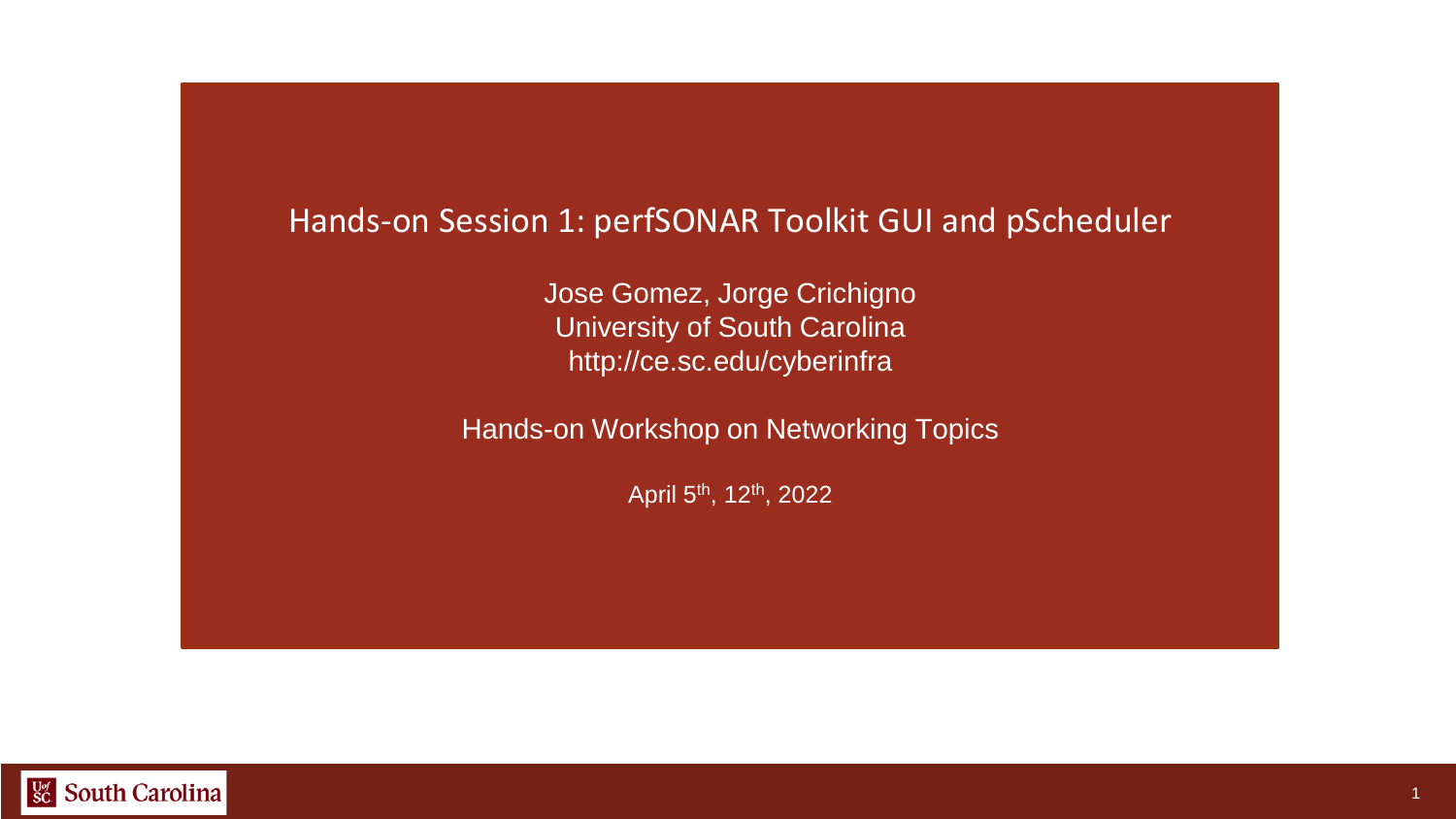# Hands-on Session 1: perfSONAR Toolkit GUI and pScheduler

Jose Gomez, Jorge Crichigno

University of South Carolina

http://ce.sc.edu/cyberinfra

Hands-on Workshop on Networking Topics

April 5th, 12th, 2022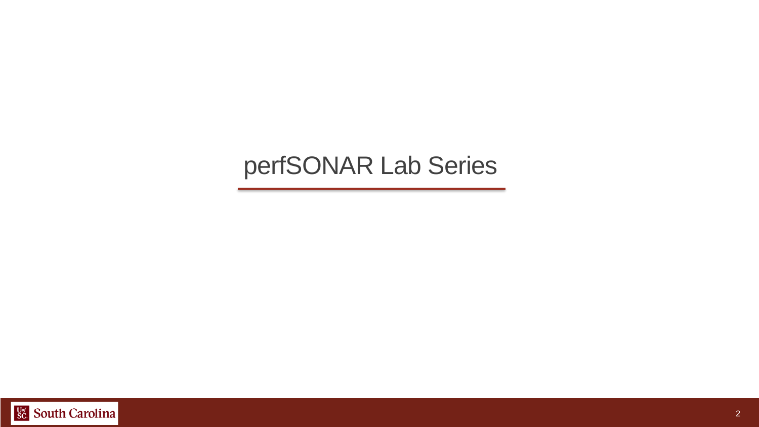# perfSONAR Lab Series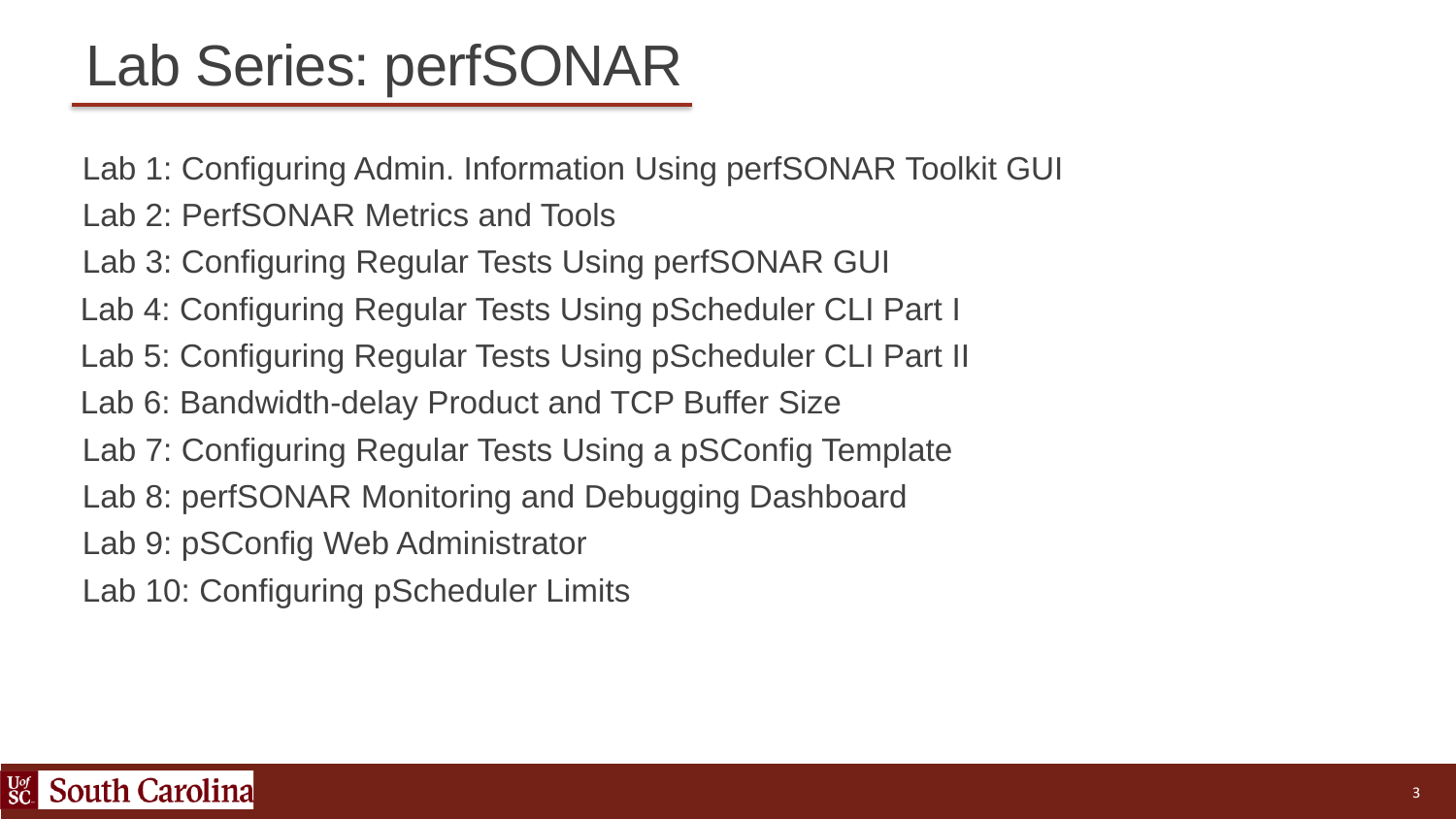# Lab Series: perfSONAR

Lab 1: Configuring Admin. Information Using perfSONAR Toolkit GUI

Lab 2: PerfSONAR Metrics and Tools

Lab 3: Configuring Regular Tests Using perfSONAR GUI

Lab 4: Configuring Regular Tests Using pScheduler CLI Part I

Lab 5: Configuring Regular Tests Using pScheduler CLI Part II

Lab 6: Bandwidth-delay Product and TCP Buffer Size

Lab 7: Configuring Regular Tests Using a pSConfig Template

Lab 8: perfSONAR Monitoring and Debugging Dashboard

Lab 9: pSConfig Web Administrator

Lab 10: Configuring pScheduler Limits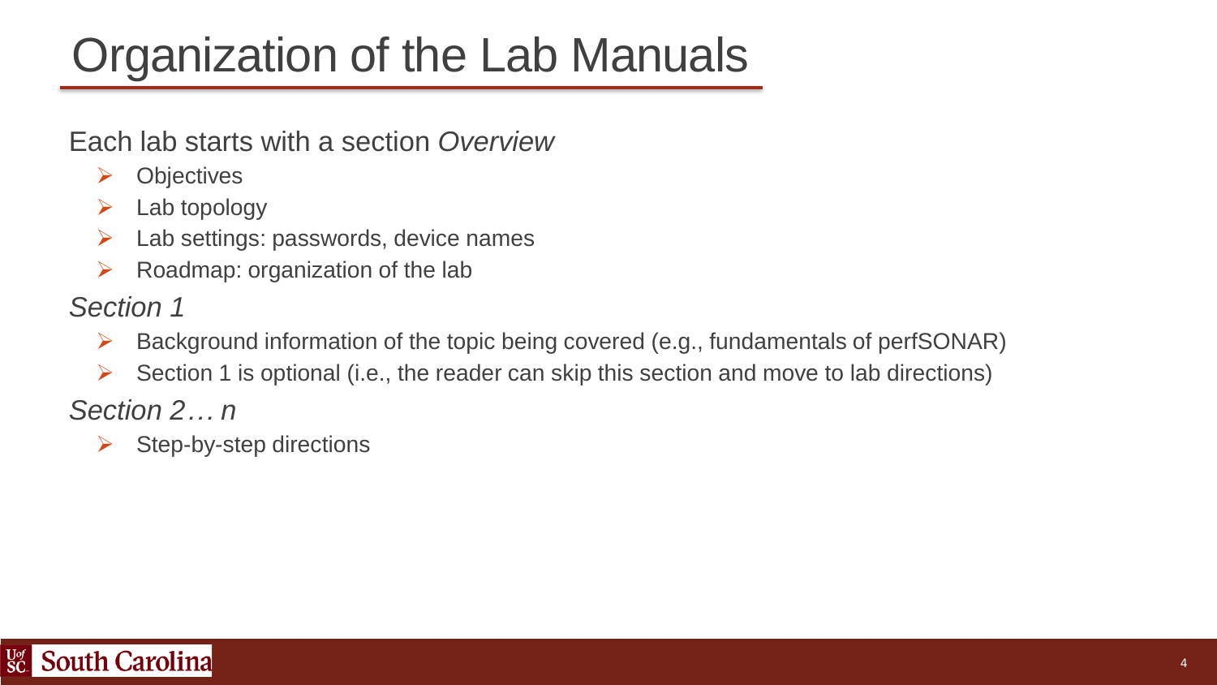# Organization of the Lab Manuals

Each lab starts with a section *Overview*

- Objectives
- Lab topology
- Lab settings: passwords, device names
- Roadmap: organization of the lab

*Section 1*

- Background information of the topic being covered (e.g., fundamentals of perfSONAR)
- Section 1 is optional (i.e., the reader can skip this section and move to lab directions)

*Section 2… n*

- Step-by-step directions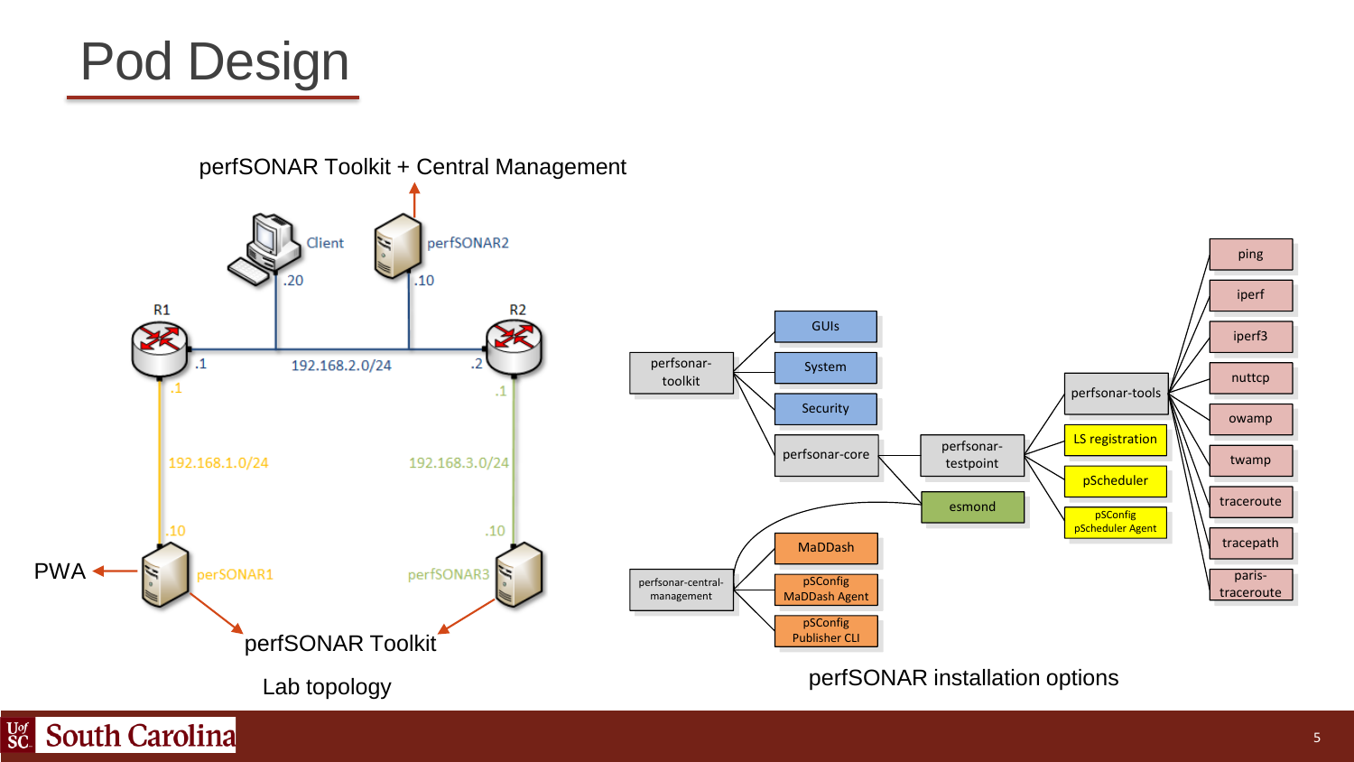# Pod Design

perfSONAR Toolkit + Central Management

Client .20

perfSONAR2 .10

R1 .1

192.168.2.0/24

R2 .2

.1

192.168.1.0/24

.10

PWA

perSONAR1

.1

192.168.3.0/24

.10

perfSONAR3

perfSONAR Toolkit

Lab topology

perfsonar-toolkit

- GUIs
- System
- Security
- perfsonar-core
  - perfsonar-testpoint
    - perfsonar-tools
      - ping
      - iperf
      - iperf3
      - nuttcp
      - owamp
      - twamp
      - traceroute
      - tracepath
      - paris-traceroute
    - LS registration
    - pScheduler
    - pSConfig pScheduler Agent
  - esmond

perfsonar-central-management

- esmond
- MaDDash
- pSConfig MaDDash Agent
- pSConfig Publisher CLI

perfSONAR installation options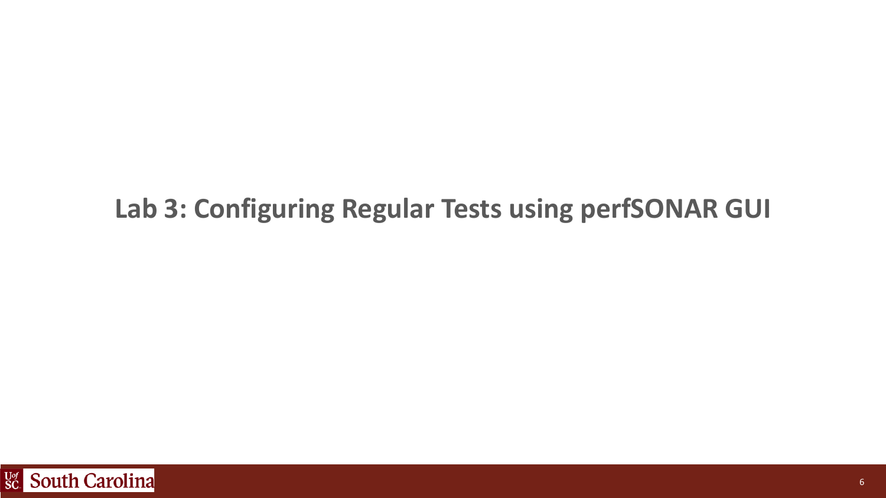# Lab 3: Configuring Regular Tests using perfSONAR GUI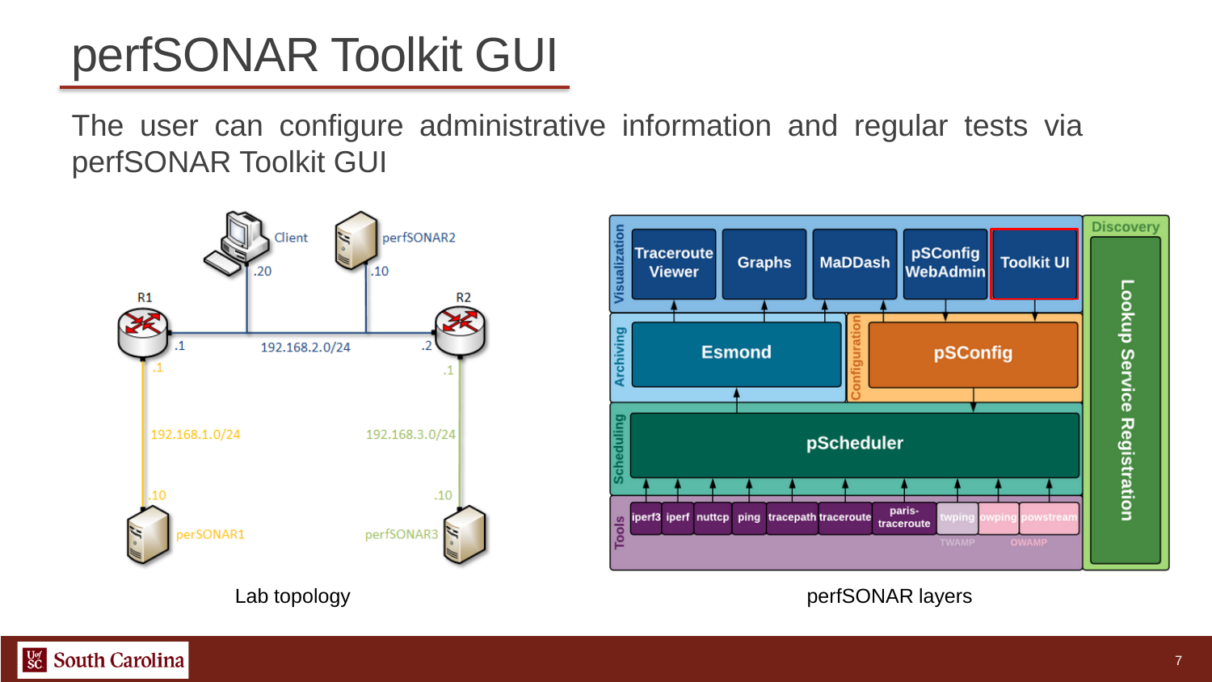# perfSONAR Toolkit GUI

The user can configure administrative information and regular tests via perfSONAR Toolkit GUI

Lab topology

perfSONAR layers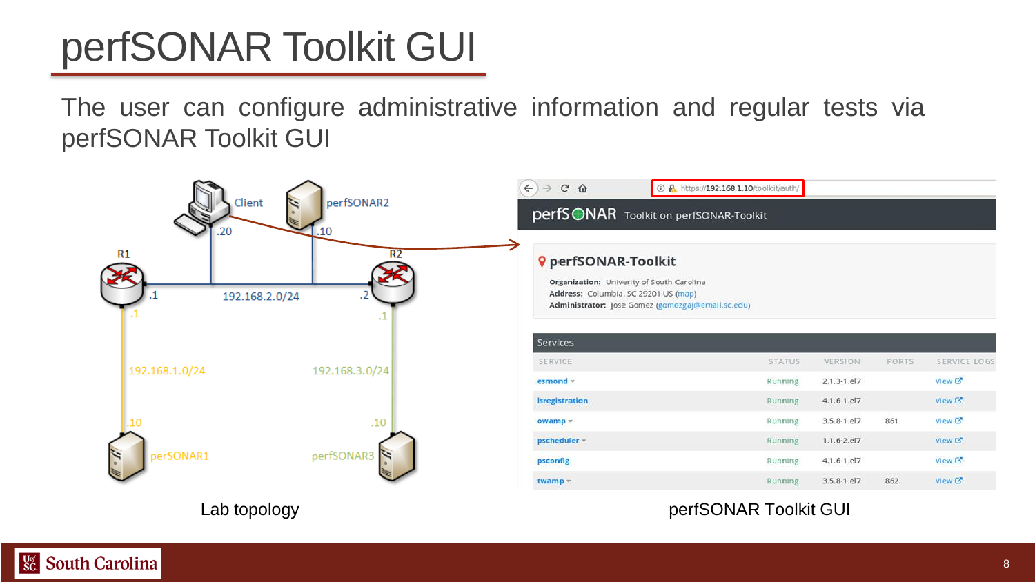# perfSONAR Toolkit GUI

The user can configure administrative information and regular tests via perfSONAR Toolkit GUI

Lab topology

perfSONAR Toolkit GUI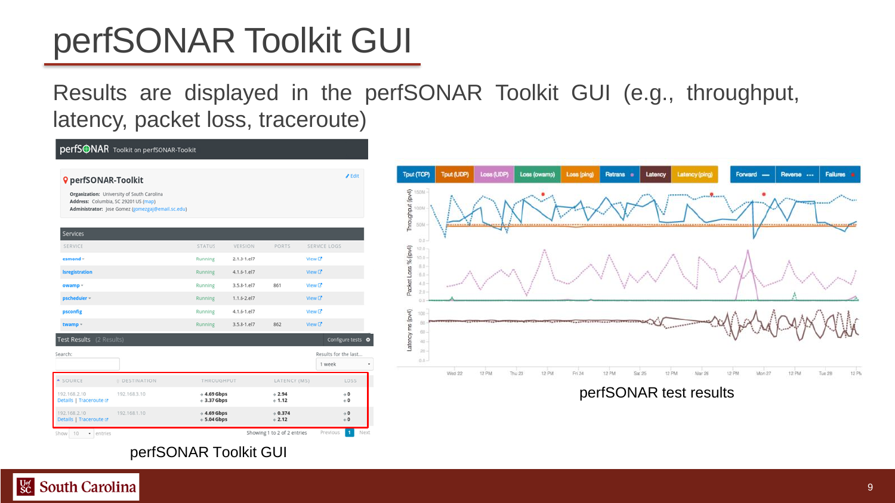# perfSONAR Toolkit GUI

Results are displayed in the perfSONAR Toolkit GUI (e.g., throughput, latency, packet loss, traceroute)

perfSONAR Toolkit GUI

perfSONAR test results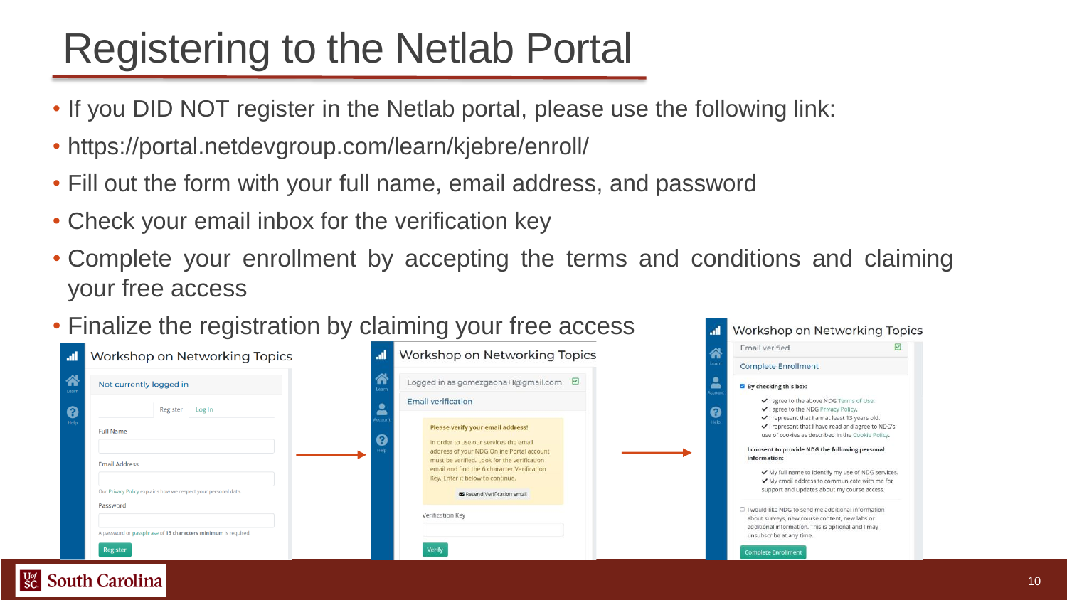# Registering to the Netlab Portal

- If you DID NOT register in the Netlab portal, please use the following link:
- https://portal.netdevgroup.com/learn/kjebre/enroll/
- Fill out the form with your full name, email address, and password
- Check your email inbox for the verification key
- Complete your enrollment by accepting the terms and conditions and claiming your free access
- Finalize the registration by claiming your free access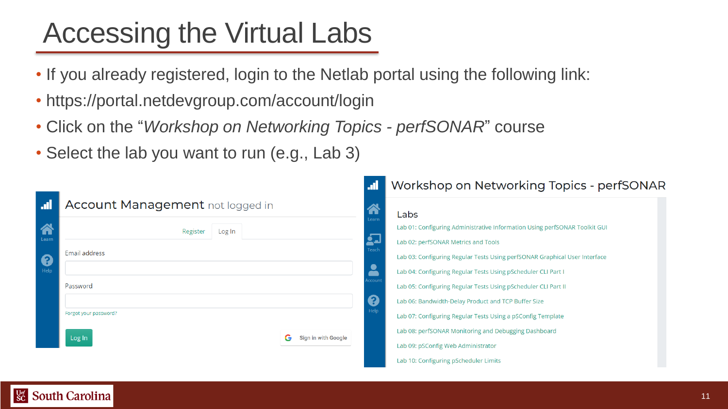# Accessing the Virtual Labs

- If you already registered, login to the Netlab portal using the following link:
- https://portal.netdevgroup.com/account/login
- Click on the "*Workshop on Networking Topics - perfSONAR*" course
- Select the lab you want to run (e.g., Lab 3)

Account Management not logged in

Register | Log In

Email address

Password

Forgot your password?

Log In

Sign in with Google

Workshop on Networking Topics - perfSONAR

Labs

- Lab 01: Configuring Administrative Information Using perfSONAR Toolkit GUI
- Lab 02: perfSONAR Metrics and Tools
- Lab 03: Configuring Regular Tests Using perfSONAR Graphical User Interface
- Lab 04: Configuring Regular Tests Using pScheduler CLI Part I
- Lab 05: Configuring Regular Tests Using pScheduler CLI Part II
- Lab 06: Bandwidth-Delay Product and TCP Buffer Size
- Lab 07: Configuring Regular Tests Using a pSConfig Template
- Lab 08: perfSONAR Monitoring and Debugging Dashboard
- Lab 09: pSConfig Web Administrator
- Lab 10: Configuring pScheduler Limits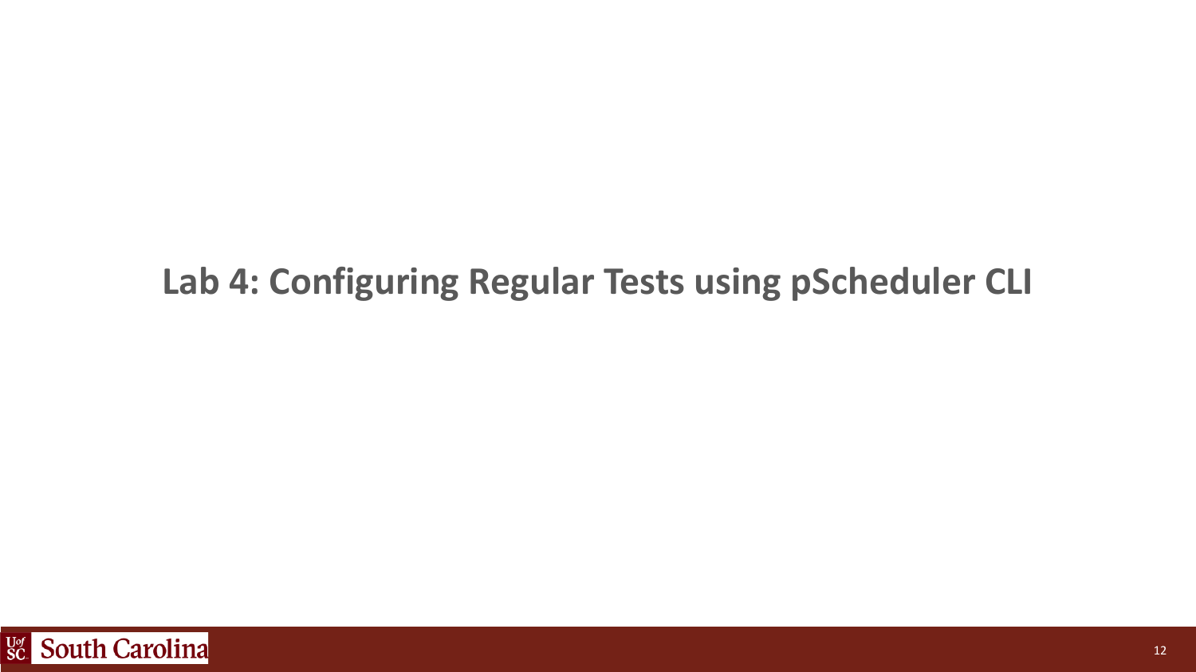# Lab 4: Configuring Regular Tests using pScheduler CLI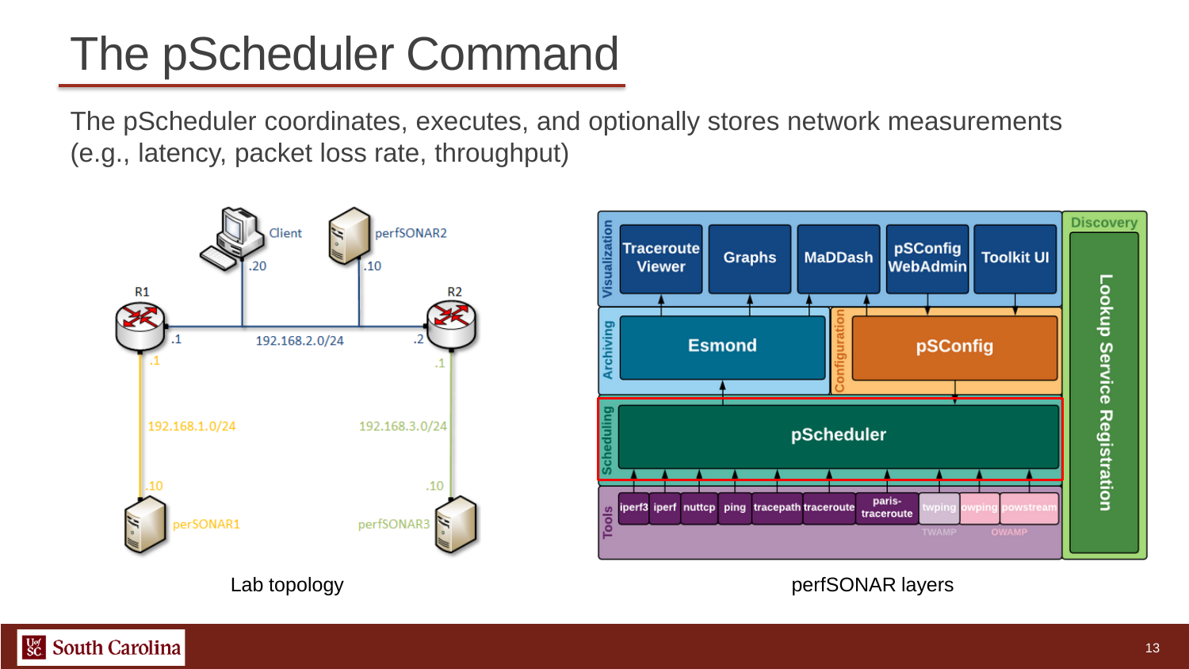# The pScheduler Command

The pScheduler coordinates, executes, and optionally stores network measurements (e.g., latency, packet loss rate, throughput)

Lab topology

perfSONAR layers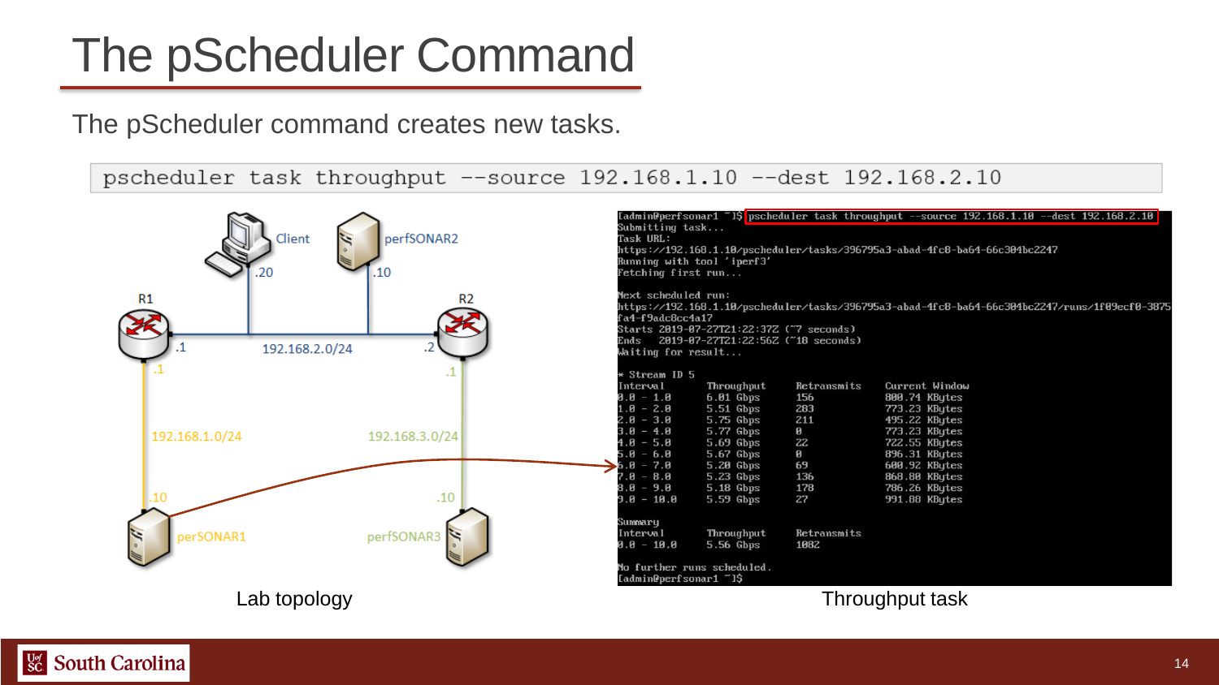# The pScheduler Command

The pScheduler command creates new tasks.

```
pscheduler task throughput --source 192.168.1.10 --dest 192.168.2.10
```

Client

perfSONAR2

.20

.10

R1

R2

.1

192.168.2.0/24

.2

.1

.1

192.168.1.0/24

192.168.3.0/24

.10

.10

perSONAR1

perfSONAR3

Lab topology

```
[admin@perfsonar1 ~]$ pscheduler task throughput --source 192.168.1.10 --dest 192.168.2.10
Submitting task...
Task URL:
https://192.168.1.10/pscheduler/tasks/396795a3-abad-4fc8-ba64-66c304bc2247
Running with tool 'iperf3'
Fetching first run...

Next scheduled run:
https://192.168.1.10/pscheduler/tasks/396795a3-abad-4fc8-ba64-66c304bc2247/runs/1f09ecf0-3875
fa4-f9adc8cc4a17
Starts 2019-07-27T21:22:37Z (~7 seconds)
Ends   2019-07-27T21:22:56Z (~18 seconds)
Waiting for result...

* Stream ID 5
Interval       Throughput     Retransmits    Current Window
0.0 - 1.0      6.01 Gbps      156            880.74 KBytes
1.0 - 2.0      5.51 Gbps      283            773.23 KBytes
2.0 - 3.0      5.75 Gbps      211            495.22 KBytes
3.0 - 4.0      5.77 Gbps      0              773.23 KBytes
4.0 - 5.0      5.69 Gbps      22             722.55 KBytes
5.0 - 6.0      5.67 Gbps      0              896.31 KBytes
6.0 - 7.0      5.20 Gbps      69             600.92 KBytes
7.0 - 8.0      5.23 Gbps      136            868.80 KBytes
8.0 - 9.0      5.18 Gbps      178            786.26 KBytes
9.0 - 10.0     5.59 Gbps      27             991.88 KBytes

Summary
Interval       Throughput     Retransmits
0.0 - 10.0     5.56 Gbps      1082

No further runs scheduled.
[admin@perfsonar1 ~]$
```

Throughput task